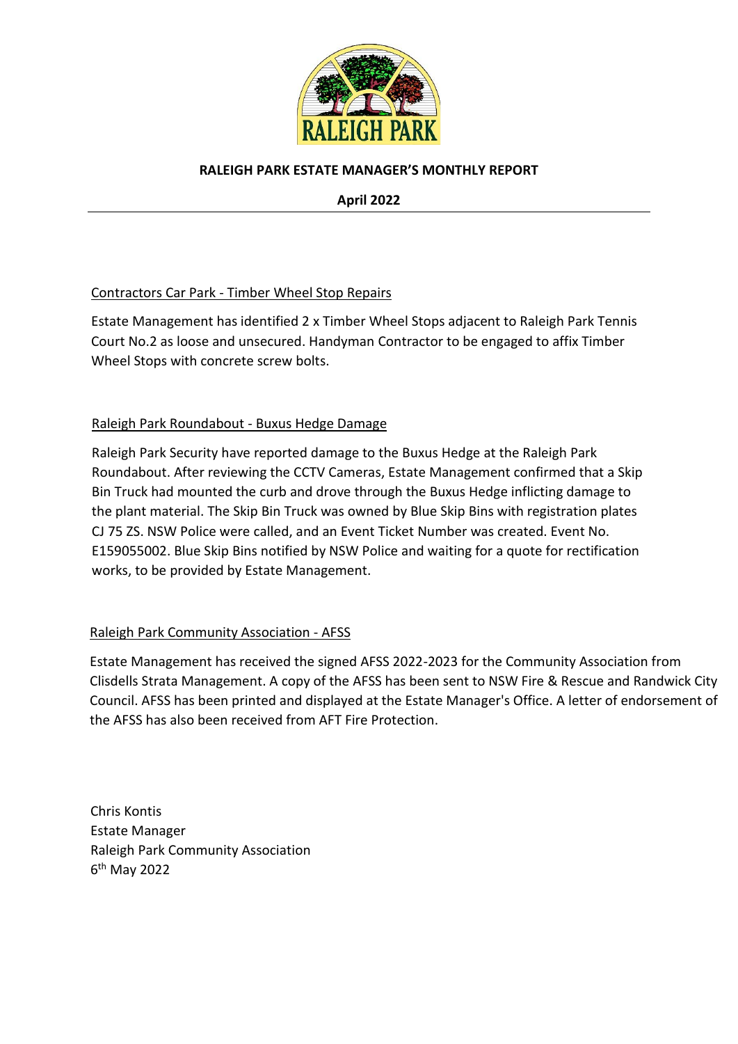RALEIGH PARK

**RALEIGH PARK ESTATE MANAGER'S MONTHLY REPORT**

**April 2022**

---

Contractors Car Park - Timber Wheel Stop Repairs

Estate Management has identified 2 x Timber Wheel Stops adjacent to Raleigh Park Tennis Court No.2 as loose and unsecured. Handyman Contractor to be engaged to affix Timber Wheel Stops with concrete screw bolts.

Raleigh Park Roundabout - Buxus Hedge Damage

Raleigh Park Security have reported damage to the Buxus Hedge at the Raleigh Park Roundabout. After reviewing the CCTV Cameras, Estate Management confirmed that a Skip Bin Truck had mounted the curb and drove through the Buxus Hedge inflicting damage to the plant material. The Skip Bin Truck was owned by Blue Skip Bins with registration plates CJ 75 ZS. NSW Police were called, and an Event Ticket Number was created. Event No. E159055002. Blue Skip Bins notified by NSW Police and waiting for a quote for rectification works, to be provided by Estate Management.

Raleigh Park Community Association - AFSS

Estate Management has received the signed AFSS 2022-2023 for the Community Association from Clisdells Strata Management. A copy of the AFSS has been sent to NSW Fire & Rescue and Randwick City Council. AFSS has been printed and displayed at the Estate Manager's Office. A letter of endorsement of the AFSS has also been received from AFT Fire Protection.

Chris Kontis
Estate Manager
Raleigh Park Community Association
6th May 2022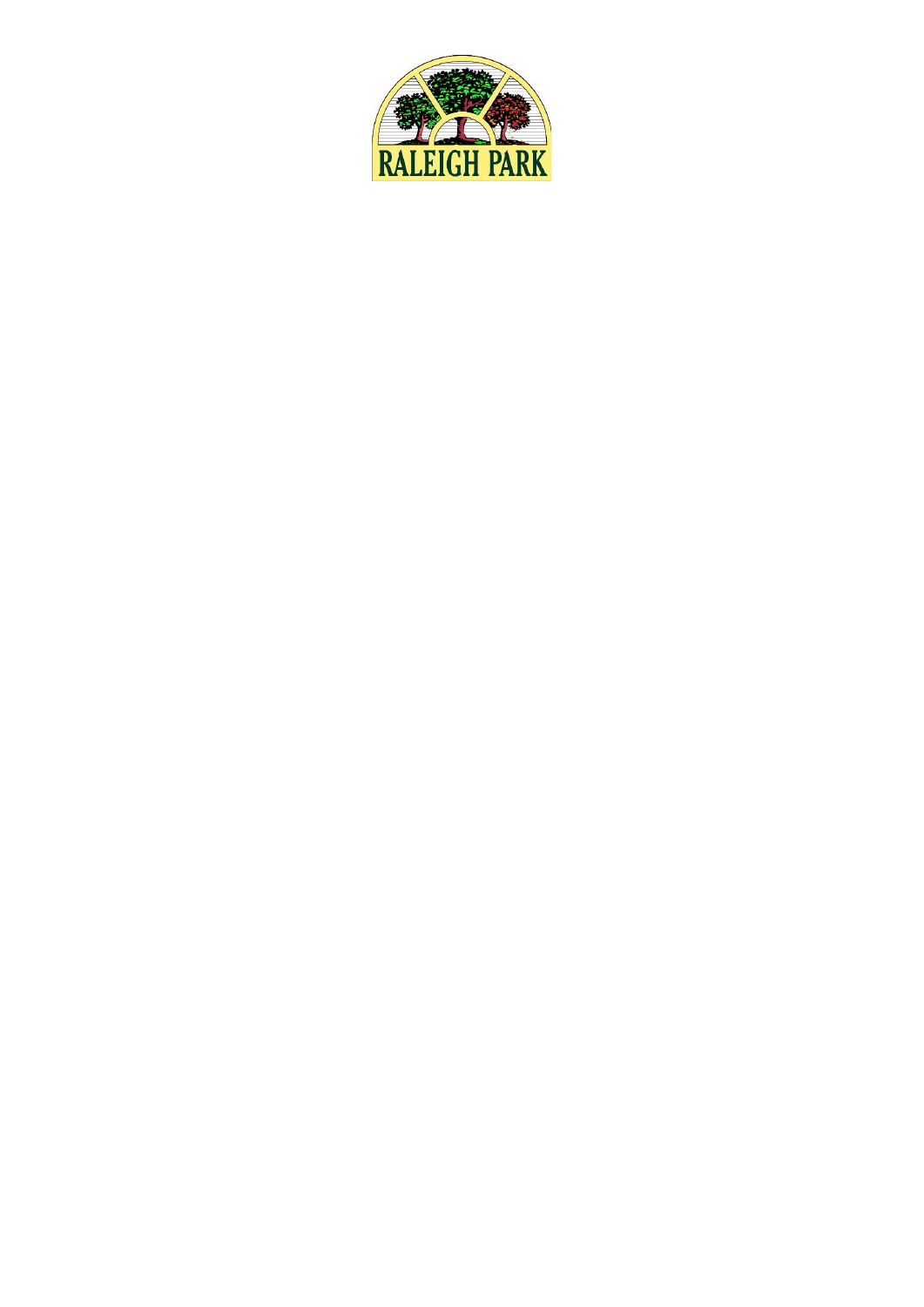RALEIGH PARK